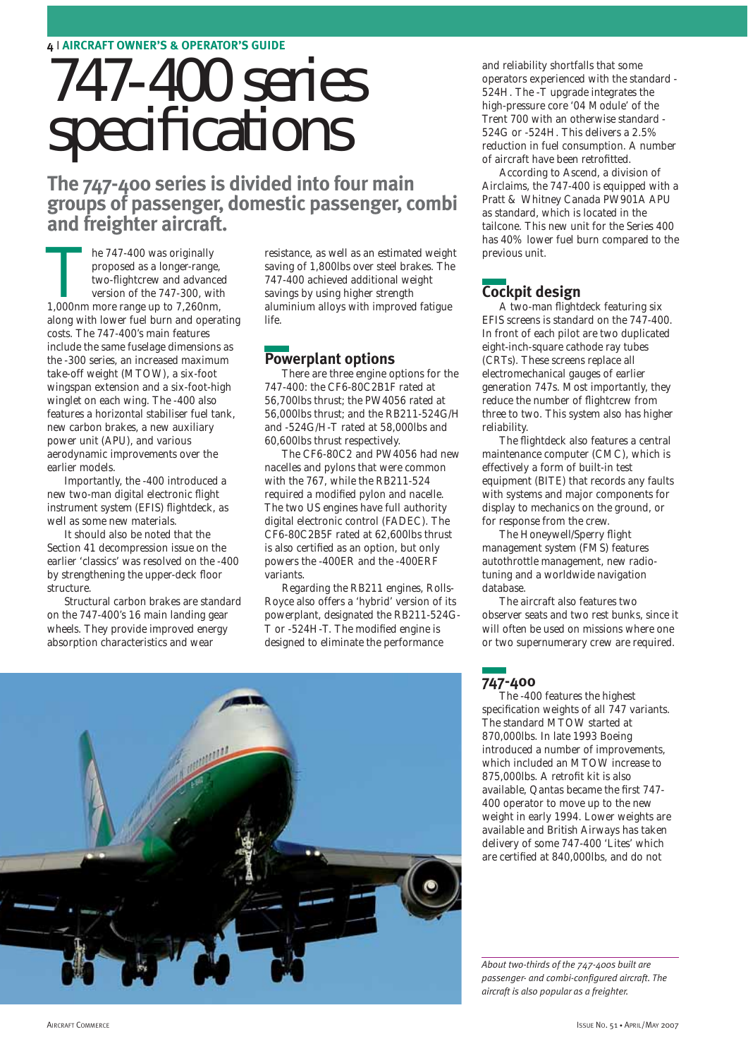# 747-400 series specifications

## The 747-400 series is divided into four main groups of passenger, domestic passenger, combi and freighter aircraft.

The 747-400 was originally proposed as a longer-range, two-flightcrew and advanced version of the 747-300, with 1,000nm more range up to 7,260nm, along with lower fuel burn and operating costs. The 747-400's main features include the same fuselage dimensions as the -300 series, an increased maximum take-off weight (MTOW), a six-foot wingspan extension and a six-foot-high winglet on each wing. The -400 also features a horizontal stabiliser fuel tank, new carbon brakes, a new auxiliary power unit (APU), and various aerodynamic improvements over the earlier models.

Importantly, the -400 introduced a new two-man digital electronic flight instrument system (EFIS) flightdeck, as well as some new materials.

It should also be noted that the Section 41 decompression issue on the earlier 'classics' was resolved on the -400 by strengthening the upper-deck floor structure.

Structural carbon brakes are standard on the 747-400's 16 main landing gear wheels. They provide improved energy absorption characteristics and wear resistance, as well as an estimated weight saving of 1,800lbs over steel brakes. The 747-400 achieved additional weight savings by using higher strength aluminium alloys with improved fatigue life.

### Powerplant options

There are three engine options for the 747-400: the CF6-80C2B1F rated at 56,700lbs thrust; the PW4056 rated at 56,000lbs thrust; and the RB211-524G/H and -524G/H-T rated at 58,000lbs and 60,600lbs thrust respectively.

The CF6-80C2 and PW4056 had new nacelles and pylons that were common with the 767, while the RB211-524 required a modified pylon and nacelle. The two US engines have full authority digital electronic control (FADEC). The CF6-80C2B5F rated at 62,600lbs thrust is also certified as an option, but only powers the -400ER and the -400ERF variants.

Regarding the RB211 engines, Rolls-Royce also offers a 'hybrid' version of its powerplant, designated the RB211-524G-T or -524H-T. The modified engine is designed to eliminate the performance and reliability shortfalls that some operators experienced with the standard -524H. The -T upgrade integrates the high-pressure core '04 Module' of the Trent 700 with an otherwise standard -524G or -524H. This delivers a 2.5% reduction in fuel consumption. A number of aircraft have been retrofitted.

According to Ascend, a division of Airclaims, the 747-400 is equipped with a Pratt & Whitney Canada PW901A APU as standard, which is located in the tailcone. This new unit for the Series 400 has 40% lower fuel burn compared to the previous unit.

### Cockpit design

A two-man flightdeck featuring six EFIS screens is standard on the 747-400. In front of each pilot are two duplicated eight-inch-square cathode ray tubes (CRTs). These screens replace all electromechanical gauges of earlier generation 747s. Most importantly, they reduce the number of flightcrew from three to two. This system also has higher reliability.

The flightdeck also features a central maintenance computer (CMC), which is effectively a form of built-in test equipment (BITE) that records any faults with systems and major components for display to mechanics on the ground, or for response from the crew.

The Honeywell/Sperry flight management system (FMS) features autothrottle management, new radio-tuning and a worldwide navigation database.

The aircraft also features two observer seats and two rest bunks, since it will often be used on missions where one or two supernumerary crew are required.

### 747-400

The -400 features the highest specification weights of all 747 variants. The standard MTOW started at 870,000lbs. In late 1993 Boeing introduced a number of improvements, which included an MTOW increase to 875,000lbs. A retrofit kit is also available, Qantas became the first 747-400 operator to move up to the new weight in early 1994. Lower weights are available and British Airways has taken delivery of some 747-400 'Lites' which are certified at 840,000lbs, and do not

*About two-thirds of the 747-400s built are passenger- and combi-configured aircraft. The aircraft is also popular as a freighter.*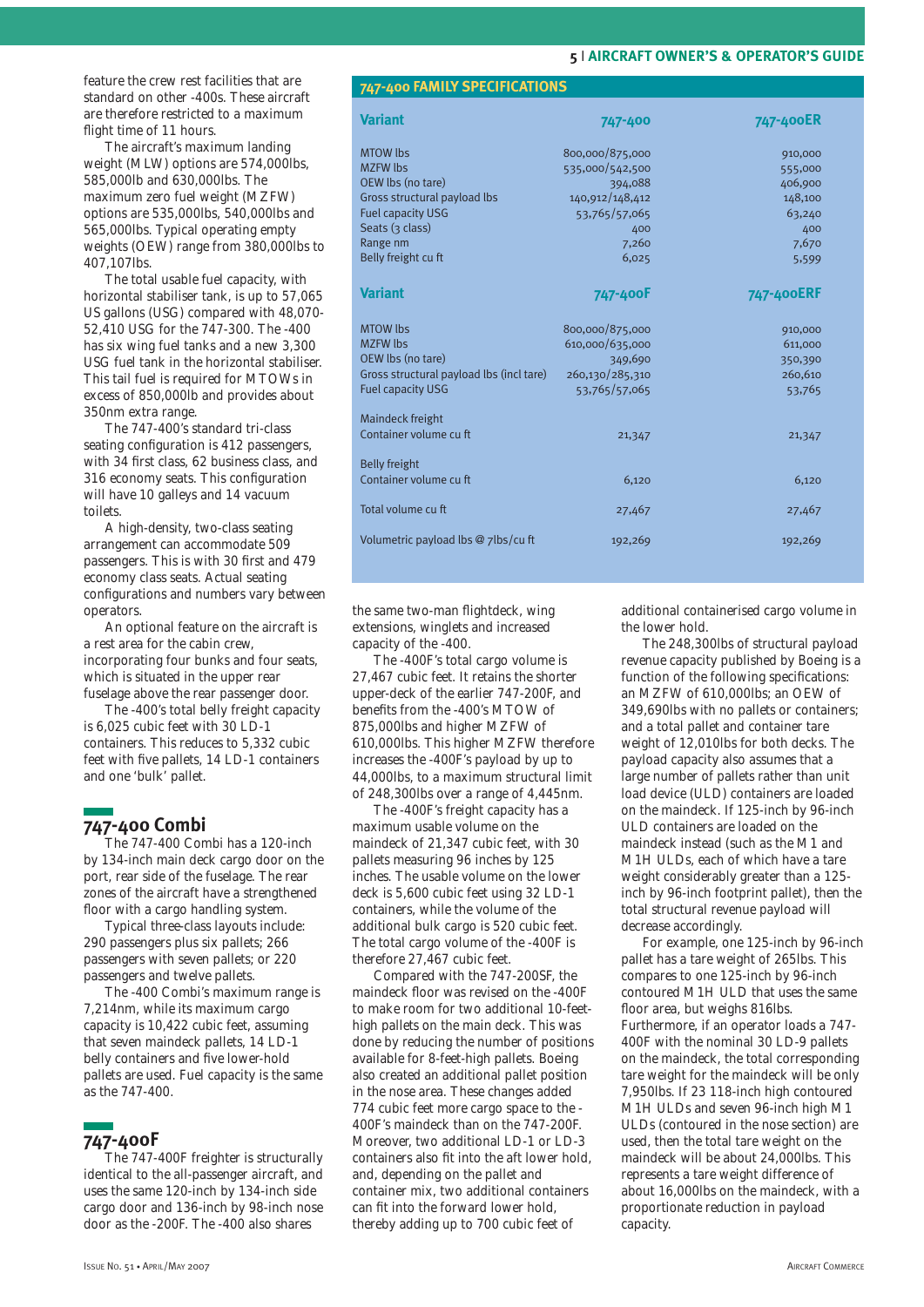feature the crew rest facilities that are standard on other -400s. These aircraft are therefore restricted to a maximum flight time of 11 hours.

The aircraft's maximum landing weight (MLW) options are 574,000lbs, 585,000lb and 630,000lbs. The maximum zero fuel weight (MZFW) options are 535,000lbs, 540,000lbs and 565,000lbs. Typical operating empty weights (OEW) range from 380,000lbs to 407,107lbs.

The total usable fuel capacity, with horizontal stabiliser tank, is up to 57,065 US gallons (USG) compared with 48,070-52,410 USG for the 747-300. The -400 has six wing fuel tanks and a new 3,300 USG fuel tank in the horizontal stabiliser. This tail fuel is required for MTOWs in excess of 850,000lb and provides about 350nm extra range.

The 747-400's standard tri-class seating configuration is 412 passengers, with 34 first class, 62 business class, and 316 economy seats. This configuration will have 10 galleys and 14 vacuum toilets.

A high-density, two-class seating arrangement can accommodate 509 passengers. This is with 30 first and 479 economy class seats. Actual seating configurations and numbers vary between operators.

An optional feature on the aircraft is a rest area for the cabin crew, incorporating four bunks and four seats, which is situated in the upper rear fuselage above the rear passenger door.

The -400's total belly freight capacity is 6,025 cubic feet with 30 LD-1 containers. This reduces to 5,332 cubic feet with five pallets, 14 LD-1 containers and one 'bulk' pallet.

## 747-400 FAMILY SPECIFICATIONS

| Variant | 747-400 | 747-400ER |
|---|---|---|
| MTOW lbs | 800,000/875,000 | 910,000 |
| MZFW lbs | 535,000/542,500 | 555,000 |
| OEW lbs (no tare) | 394,088 | 406,900 |
| Gross structural payload lbs | 140,912/148,412 | 148,100 |
| Fuel capacity USG | 53,765/57,065 | 63,240 |
| Seats (3 class) | 400 | 400 |
| Range nm | 7,260 | 7,670 |
| Belly freight cu ft | 6,025 | 5,599 |

| Variant | 747-400F | 747-400ERF |
|---|---|---|
| MTOW lbs | 800,000/875,000 | 910,000 |
| MZFW lbs | 610,000/635,000 | 611,000 |
| OEW lbs (no tare) | 349,690 | 350,390 |
| Gross structural payload lbs (incl tare) | 260,130/285,310 | 260,610 |
| Fuel capacity USG | 53,765/57,065 | 53,765 |
| Maindeck freight Container volume cu ft | 21,347 | 21,347 |
| Belly freight Container volume cu ft | 6,120 | 6,120 |
| Total volume cu ft | 27,467 | 27,467 |
| Volumetric payload lbs @ 7lbs/cu ft | 192,269 | 192,269 |

## 747-400 Combi

The 747-400 Combi has a 120-inch by 134-inch main deck cargo door on the port, rear side of the fuselage. The rear zones of the aircraft have a strengthened floor with a cargo handling system.

Typical three-class layouts include: 290 passengers plus six pallets; 266 passengers with seven pallets; or 220 passengers and twelve pallets.

The -400 Combi's maximum range is 7,214nm, while its maximum cargo capacity is 10,422 cubic feet, assuming that seven maindeck pallets, 14 LD-1 belly containers and five lower-hold pallets are used. Fuel capacity is the same as the 747-400.

## 747-400F

The 747-400F freighter is structurally identical to the all-passenger aircraft, and uses the same 120-inch by 134-inch side cargo door and 136-inch by 98-inch nose door as the -200F. The -400 also shares the same two-man flightdeck, wing extensions, winglets and increased capacity of the -400.

The -400F's total cargo volume is 27,467 cubic feet. It retains the shorter upper-deck of the earlier 747-200F, and benefits from the -400's MTOW of 875,000lbs and higher MZFW of 610,000lbs. This higher MZFW therefore increases the -400F's payload by up to 44,000lbs, to a maximum structural limit of 248,300lbs over a range of 4,445nm.

The -400F's freight capacity has a maximum usable volume on the maindeck of 21,347 cubic feet, with 30 pallets measuring 96 inches by 125 inches. The usable volume on the lower deck is 5,600 cubic feet using 32 LD-1 containers, while the volume of the additional bulk cargo is 520 cubic feet. The total cargo volume of the -400F is therefore 27,467 cubic feet.

Compared with the 747-200SF, the maindeck floor was revised on the -400F to make room for two additional 10-feet-high pallets on the main deck. This was done by reducing the number of positions available for 8-feet-high pallets. Boeing also created an additional pallet position in the nose area. These changes added 774 cubic feet more cargo space to the -400F's maindeck than on the 747-200F. Moreover, two additional LD-1 or LD-3 containers also fit into the aft lower hold, and, depending on the pallet and container mix, two additional containers can fit into the forward lower hold, thereby adding up to 700 cubic feet of additional containerised cargo volume in the lower hold.

The 248,300lbs of structural payload revenue capacity published by Boeing is a function of the following specifications: an MZFW of 610,000lbs; an OEW of 349,690lbs with no pallets or containers; and a total pallet and container tare weight of 12,010lbs for both decks. The payload capacity also assumes that a large number of pallets rather than unit load device (ULD) containers are loaded on the maindeck. If 125-inch by 96-inch ULD containers are loaded on the maindeck instead (such as the M1 and M1H ULDs, each of which have a tare weight considerably greater than a 125-inch by 96-inch footprint pallet), then the total structural revenue payload will decrease accordingly.

For example, one 125-inch by 96-inch pallet has a tare weight of 265lbs. This compares to one 125-inch by 96-inch contoured M1H ULD that uses the same floor area, but weighs 816lbs. Furthermore, if an operator loads a 747-400F with the nominal 30 LD-9 pallets on the maindeck, the total corresponding tare weight for the maindeck will be only 7,950lbs. If 23 118-inch high contoured M1H ULDs and seven 96-inch high M1 ULDs (contoured in the nose section) are used, then the total tare weight on the maindeck will be about 24,000lbs. This represents a tare weight difference of about 16,000lbs on the maindeck, with a proportionate reduction in payload capacity.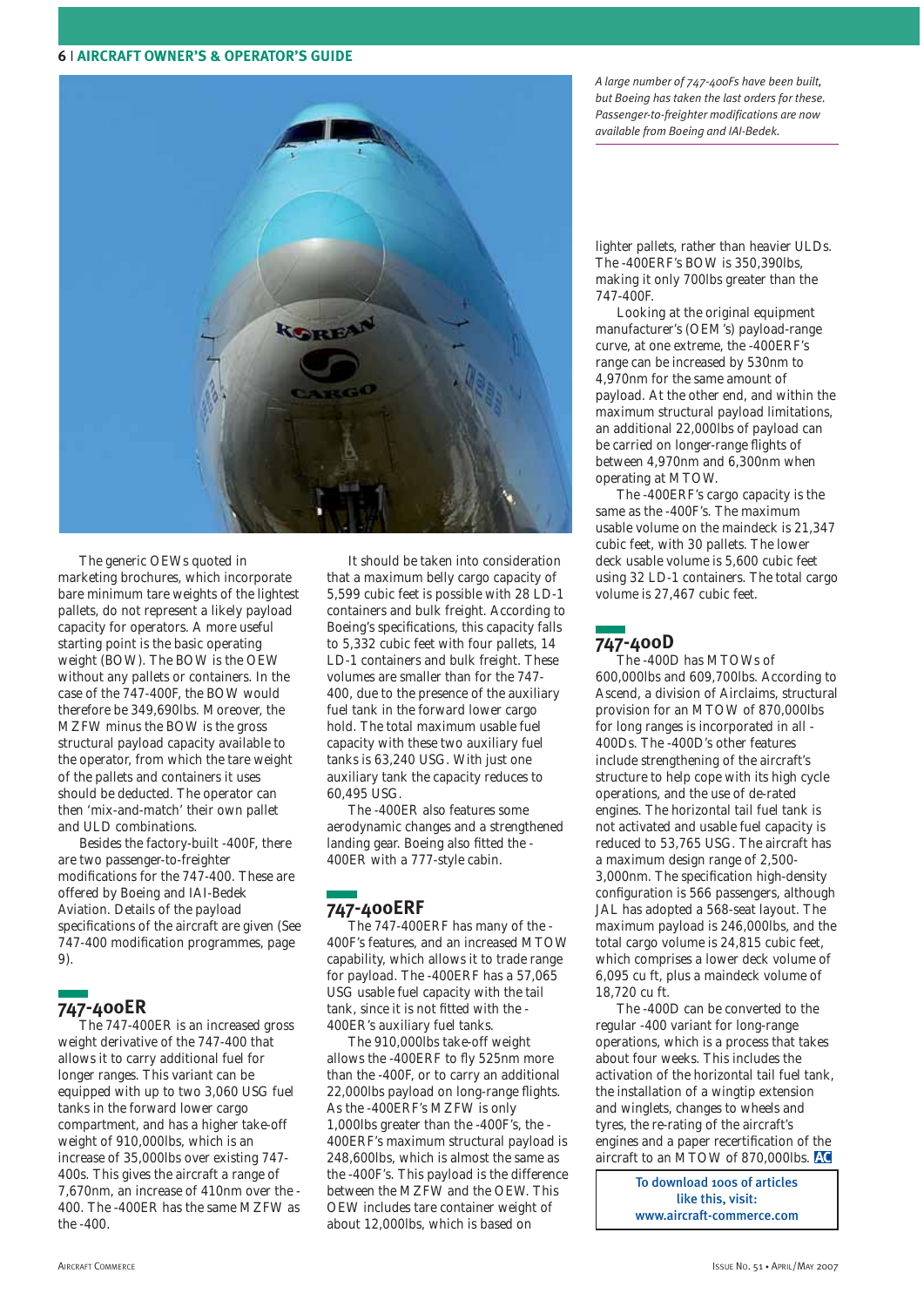*A large number of 747-400Fs have been built, but Boeing has taken the last orders for these. Passenger-to-freighter modifications are now available from Boeing and IAI-Bedek.*

The generic OEWs quoted in marketing brochures, which incorporate bare minimum tare weights of the lightest pallets, do not represent a likely payload capacity for operators. A more useful starting point is the basic operating weight (BOW). The BOW is the OEW without any pallets or containers. In the case of the 747-400F, the BOW would therefore be 349,690lbs. Moreover, the MZFW minus the BOW is the gross structural payload capacity available to the operator, from which the tare weight of the pallets and containers it uses should be deducted. The operator can then 'mix-and-match' their own pallet and ULD combinations.

Besides the factory-built -400F, there are two passenger-to-freighter modifications for the 747-400. These are offered by Boeing and IAI-Bedek Aviation. Details of the payload specifications of the aircraft are given (See 747-400 modification programmes, page 9).

## 747-400ER

The 747-400ER is an increased gross weight derivative of the 747-400 that allows it to carry additional fuel for longer ranges. This variant can be equipped with up to two 3,060 USG fuel tanks in the forward lower cargo compartment, and has a higher take-off weight of 910,000lbs, which is an increase of 35,000lbs over existing 747-400s. This gives the aircraft a range of 7,670nm, an increase of 410nm over the -400. The -400ER has the same MZFW as the -400.

It should be taken into consideration that a maximum belly cargo capacity of 5,599 cubic feet is possible with 28 LD-1 containers and bulk freight. According to Boeing's specifications, this capacity falls to 5,332 cubic feet with four pallets, 14 LD-1 containers and bulk freight. These volumes are smaller than for the 747-400, due to the presence of the auxiliary fuel tank in the forward lower cargo hold. The total maximum usable fuel capacity with these two auxiliary fuel tanks is 63,240 USG. With just one auxiliary tank the capacity reduces to 60,495 USG.

The -400ER also features some aerodynamic changes and a strengthened landing gear. Boeing also fitted the -400ER with a 777-style cabin.

## 747-400ERF

The 747-400ERF has many of the -400F's features, and an increased MTOW capability, which allows it to trade range for payload. The -400ERF has a 57,065 USG usable fuel capacity with the tail tank, since it is not fitted with the -400ER's auxiliary fuel tanks.

The 910,000lbs take-off weight allows the -400ERF to fly 525nm more than the -400F, or to carry an additional 22,000lbs payload on long-range flights. As the -400ERF's MZFW is only 1,000lbs greater than the -400F's, the -400ERF's maximum structural payload is 248,600lbs, which is almost the same as the -400F's. This payload is the difference between the MZFW and the OEW. This OEW includes tare container weight of about 12,000lbs, which is based on lighter pallets, rather than heavier ULDs. The -400ERF's BOW is 350,390lbs, making it only 700lbs greater than the 747-400F.

Looking at the original equipment manufacturer's (OEM's) payload-range curve, at one extreme, the -400ERF's range can be increased by 530nm to 4,970nm for the same amount of payload. At the other end, and within the maximum structural payload limitations, an additional 22,000lbs of payload can be carried on longer-range flights of between 4,970nm and 6,300nm when operating at MTOW.

The -400ERF's cargo capacity is the same as the -400F's. The maximum usable volume on the maindeck is 21,347 cubic feet, with 30 pallets. The lower deck usable volume is 5,600 cubic feet using 32 LD-1 containers. The total cargo volume is 27,467 cubic feet.

## 747-400D

The -400D has MTOWs of 600,000lbs and 609,700lbs. According to Ascend, a division of Airclaims, structural provision for an MTOW of 870,000lbs for long ranges is incorporated in all -400Ds. The -400D's other features include strengthening of the aircraft's structure to help cope with its high cycle operations, and the use of de-rated engines. The horizontal tail fuel tank is not activated and usable fuel capacity is reduced to 53,765 USG. The aircraft has a maximum design range of 2,500-3,000nm. The specification high-density configuration is 566 passengers, although JAL has adopted a 568-seat layout. The maximum payload is 246,000lbs, and the total cargo volume is 24,815 cubic feet, which comprises a lower deck volume of 6,095 cu ft, plus a maindeck volume of 18,720 cu ft.

The -400D can be converted to the regular -400 variant for long-range operations, which is a process that takes about four weeks. This includes the activation of the horizontal tail fuel tank, the installation of a wingtip extension and winglets, changes to wheels and tyres, the re-rating of the aircraft's engines and a paper recertification of the aircraft to an MTOW of 870,000lbs. AC

To download 100s of articles like this, visit: www.aircraft-commerce.com